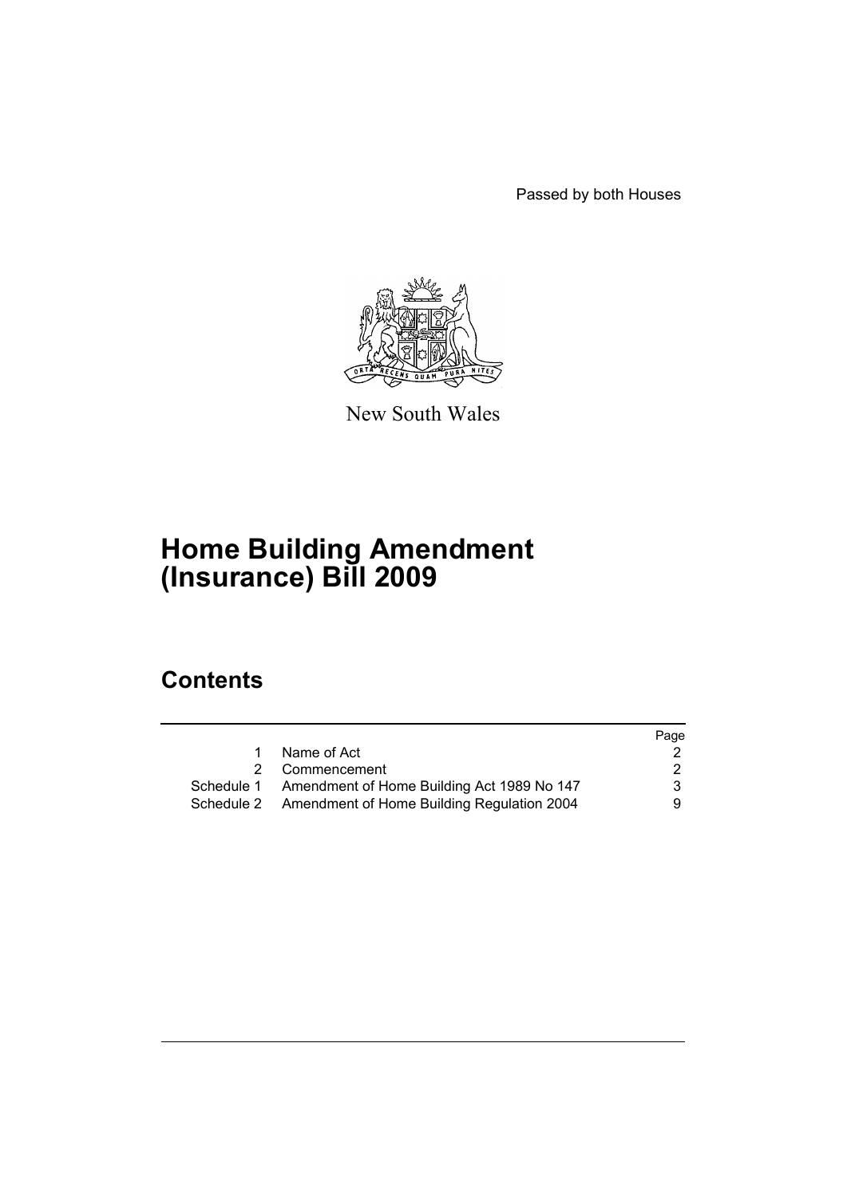Passed by both Houses

New South Wales

# Home Building Amendment (Insurance) Bill 2009

## Contents

| | | Page |
|---|---|---|
| 1 | Name of Act | 2 |
| 2 | Commencement | 2 |
| Schedule 1 | Amendment of Home Building Act 1989 No 147 | 3 |
| Schedule 2 | Amendment of Home Building Regulation 2004 | 9 |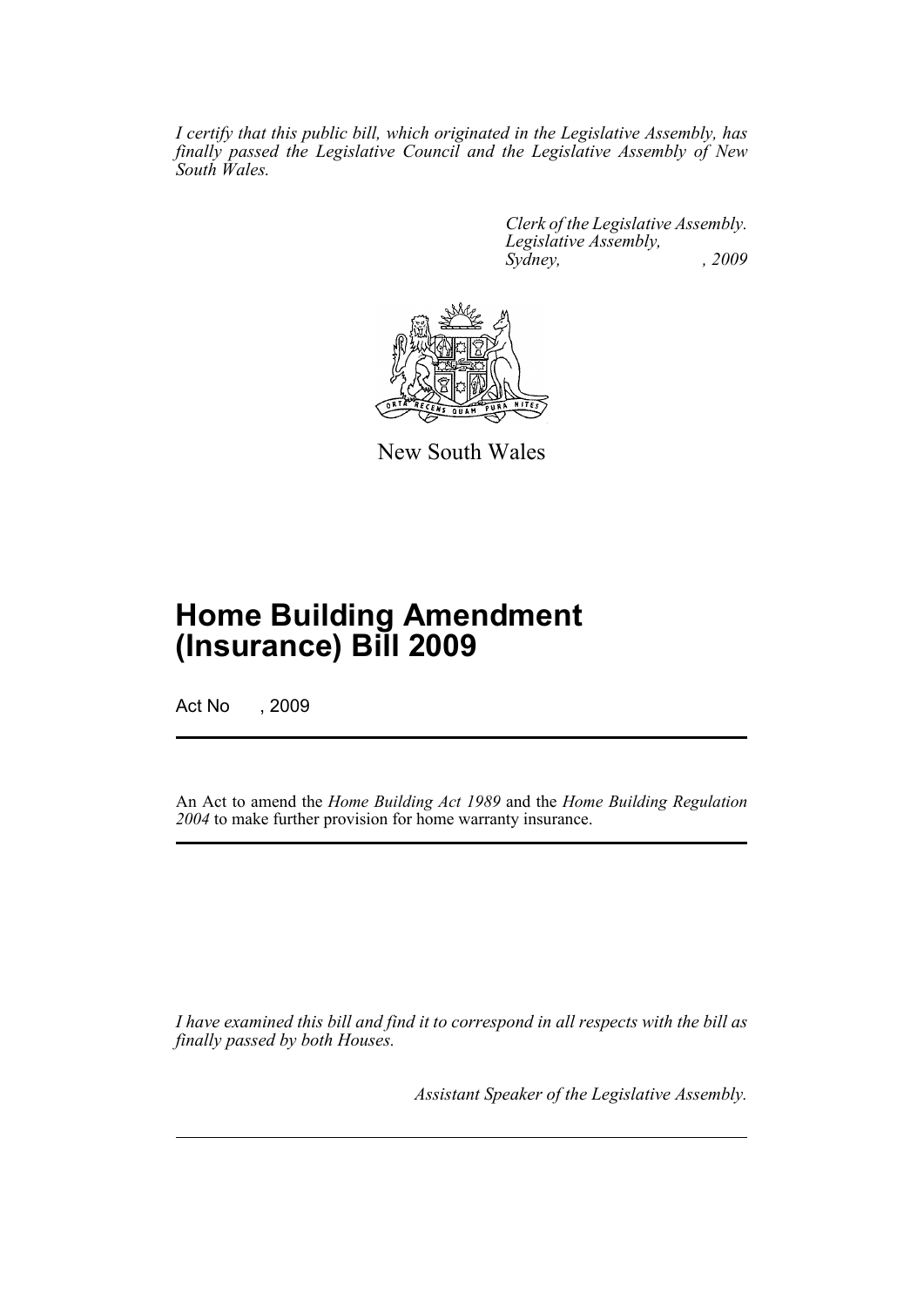*I certify that this public bill, which originated in the Legislative Assembly, has finally passed the Legislative Council and the Legislative Assembly of New South Wales.*

*Clerk of the Legislative Assembly.*
*Legislative Assembly,*
*Sydney, , 2009*

New South Wales

# Home Building Amendment (Insurance) Bill 2009

Act No , 2009

An Act to amend the *Home Building Act 1989* and the *Home Building Regulation 2004* to make further provision for home warranty insurance.

*I have examined this bill and find it to correspond in all respects with the bill as finally passed by both Houses.*

*Assistant Speaker of the Legislative Assembly.*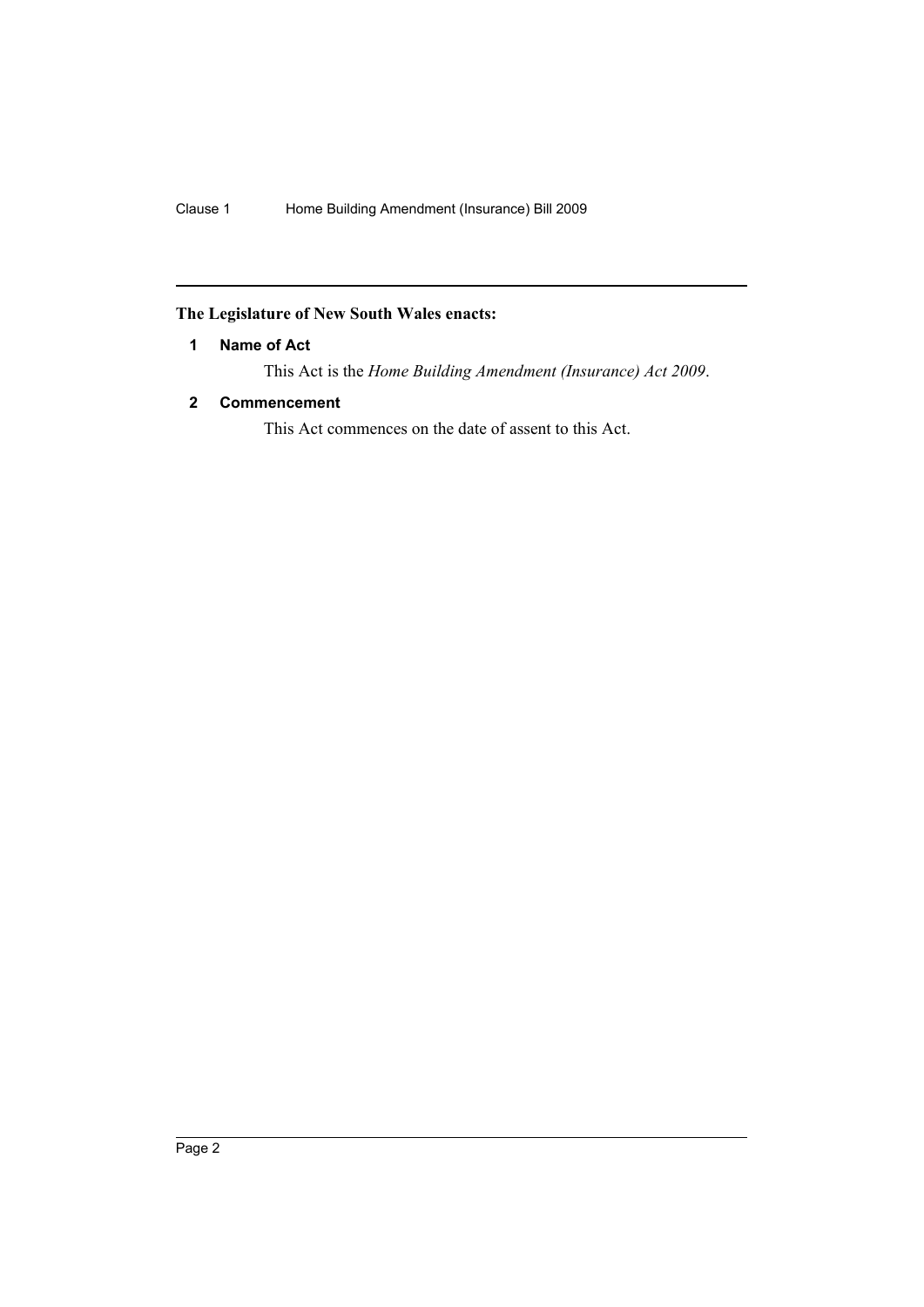## The Legislature of New South Wales enacts:

### 1 Name of Act

This Act is the *Home Building Amendment (Insurance) Act 2009*.

### 2 Commencement

This Act commences on the date of assent to this Act.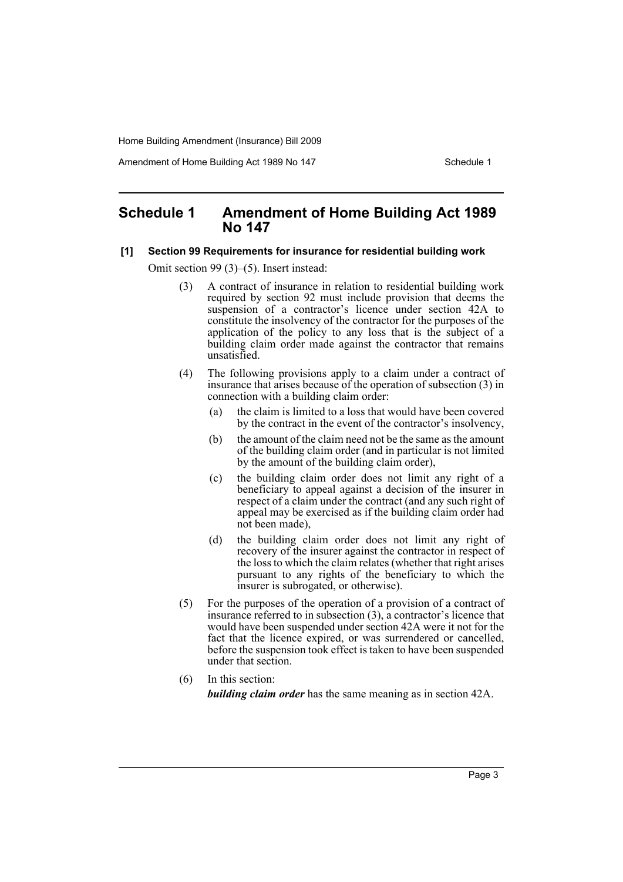# Schedule 1 Amendment of Home Building Act 1989 No 147

**[1] Section 99 Requirements for insurance for residential building work**

Omit section 99 (3)–(5). Insert instead:

(3) A contract of insurance in relation to residential building work required by section 92 must include provision that deems the suspension of a contractor's licence under section 42A to constitute the insolvency of the contractor for the purposes of the application of the policy to any loss that is the subject of a building claim order made against the contractor that remains unsatisfied.

(4) The following provisions apply to a claim under a contract of insurance that arises because of the operation of subsection (3) in connection with a building claim order:

- (a) the claim is limited to a loss that would have been covered by the contract in the event of the contractor's insolvency,
- (b) the amount of the claim need not be the same as the amount of the building claim order (and in particular is not limited by the amount of the building claim order),
- (c) the building claim order does not limit any right of a beneficiary to appeal against a decision of the insurer in respect of a claim under the contract (and any such right of appeal may be exercised as if the building claim order had not been made),
- (d) the building claim order does not limit any right of recovery of the insurer against the contractor in respect of the loss to which the claim relates (whether that right arises pursuant to any rights of the beneficiary to which the insurer is subrogated, or otherwise).

(5) For the purposes of the operation of a provision of a contract of insurance referred to in subsection (3), a contractor's licence that would have been suspended under section 42A were it not for the fact that the licence expired, or was surrendered or cancelled, before the suspension took effect is taken to have been suspended under that section.

(6) In this section:

***building claim order*** has the same meaning as in section 42A.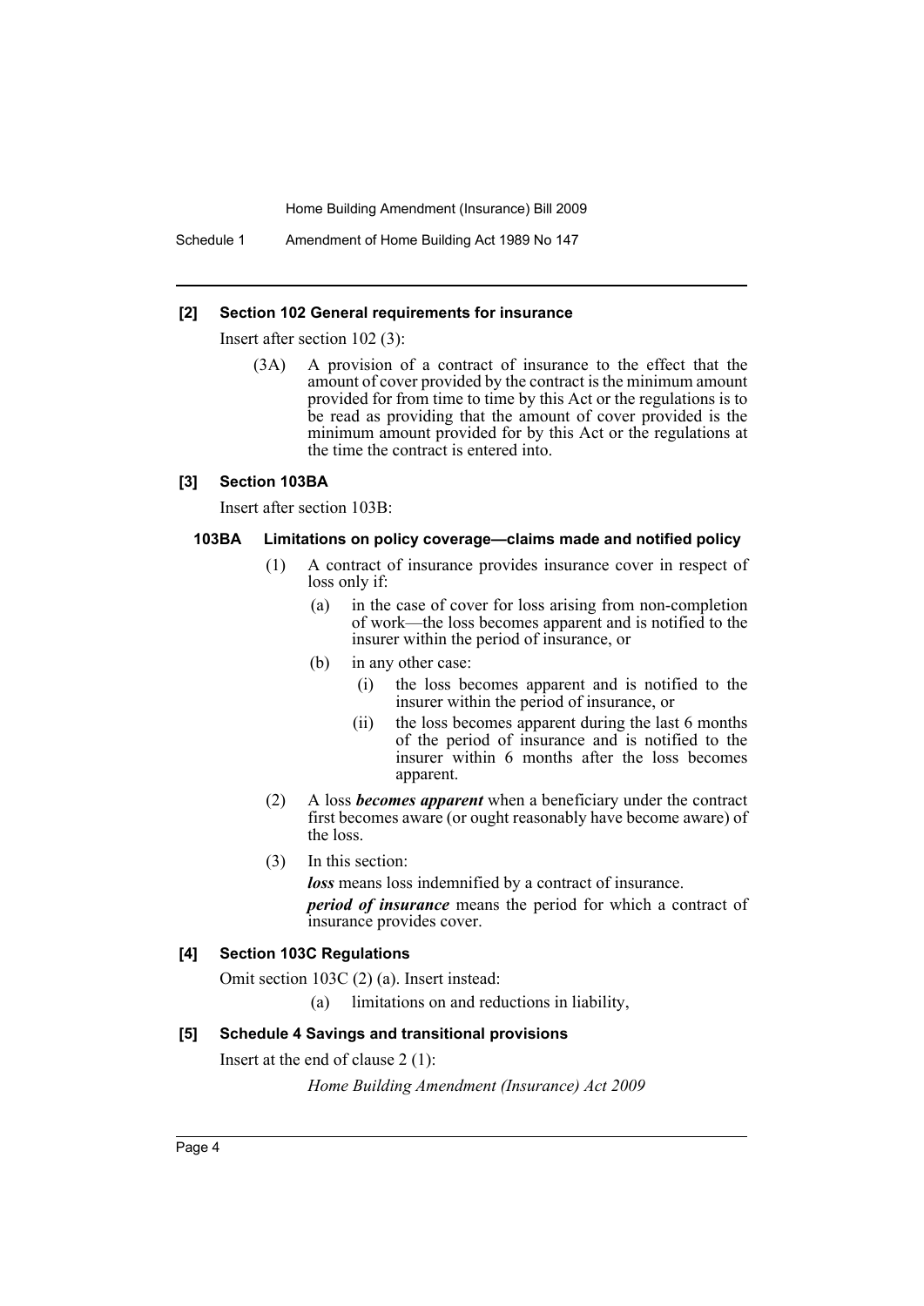**[2] Section 102 General requirements for insurance**

Insert after section 102 (3):

(3A) A provision of a contract of insurance to the effect that the amount of cover provided by the contract is the minimum amount provided for from time to time by this Act or the regulations is to be read as providing that the amount of cover provided is the minimum amount provided for by this Act or the regulations at the time the contract is entered into.

**[3] Section 103BA**

Insert after section 103B:

**103BA Limitations on policy coverage—claims made and notified policy**

(1) A contract of insurance provides insurance cover in respect of loss only if:

(a) in the case of cover for loss arising from non-completion of work—the loss becomes apparent and is notified to the insurer within the period of insurance, or

(b) in any other case:

(i) the loss becomes apparent and is notified to the insurer within the period of insurance, or

(ii) the loss becomes apparent during the last 6 months of the period of insurance and is notified to the insurer within 6 months after the loss becomes apparent.

(2) A loss ***becomes apparent*** when a beneficiary under the contract first becomes aware (or ought reasonably have become aware) of the loss.

(3) In this section:

***loss*** means loss indemnified by a contract of insurance.

***period of insurance*** means the period for which a contract of insurance provides cover.

**[4] Section 103C Regulations**

Omit section 103C (2) (a). Insert instead:

(a) limitations on and reductions in liability,

**[5] Schedule 4 Savings and transitional provisions**

Insert at the end of clause 2 (1):

*Home Building Amendment (Insurance) Act 2009*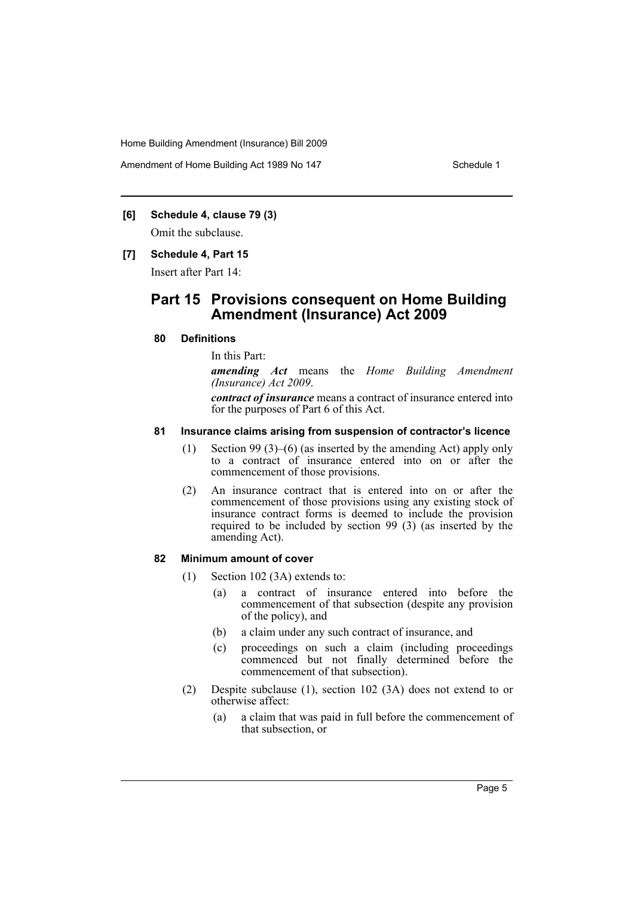**[6] Schedule 4, clause 79 (3)**

Omit the subclause.

**[7] Schedule 4, Part 15**

Insert after Part 14:

## Part 15 Provisions consequent on Home Building Amendment (Insurance) Act 2009

#### 80 Definitions

In this Part:

***amending Act*** means the *Home Building Amendment (Insurance) Act 2009*.

***contract of insurance*** means a contract of insurance entered into for the purposes of Part 6 of this Act.

#### 81 Insurance claims arising from suspension of contractor's licence

(1) Section 99 (3)–(6) (as inserted by the amending Act) apply only to a contract of insurance entered into on or after the commencement of those provisions.

(2) An insurance contract that is entered into on or after the commencement of those provisions using any existing stock of insurance contract forms is deemed to include the provision required to be included by section 99 (3) (as inserted by the amending Act).

#### 82 Minimum amount of cover

(1) Section 102 (3A) extends to:

(a) a contract of insurance entered into before the commencement of that subsection (despite any provision of the policy), and

(b) a claim under any such contract of insurance, and

(c) proceedings on such a claim (including proceedings commenced but not finally determined before the commencement of that subsection).

(2) Despite subclause (1), section 102 (3A) does not extend to or otherwise affect:

(a) a claim that was paid in full before the commencement of that subsection, or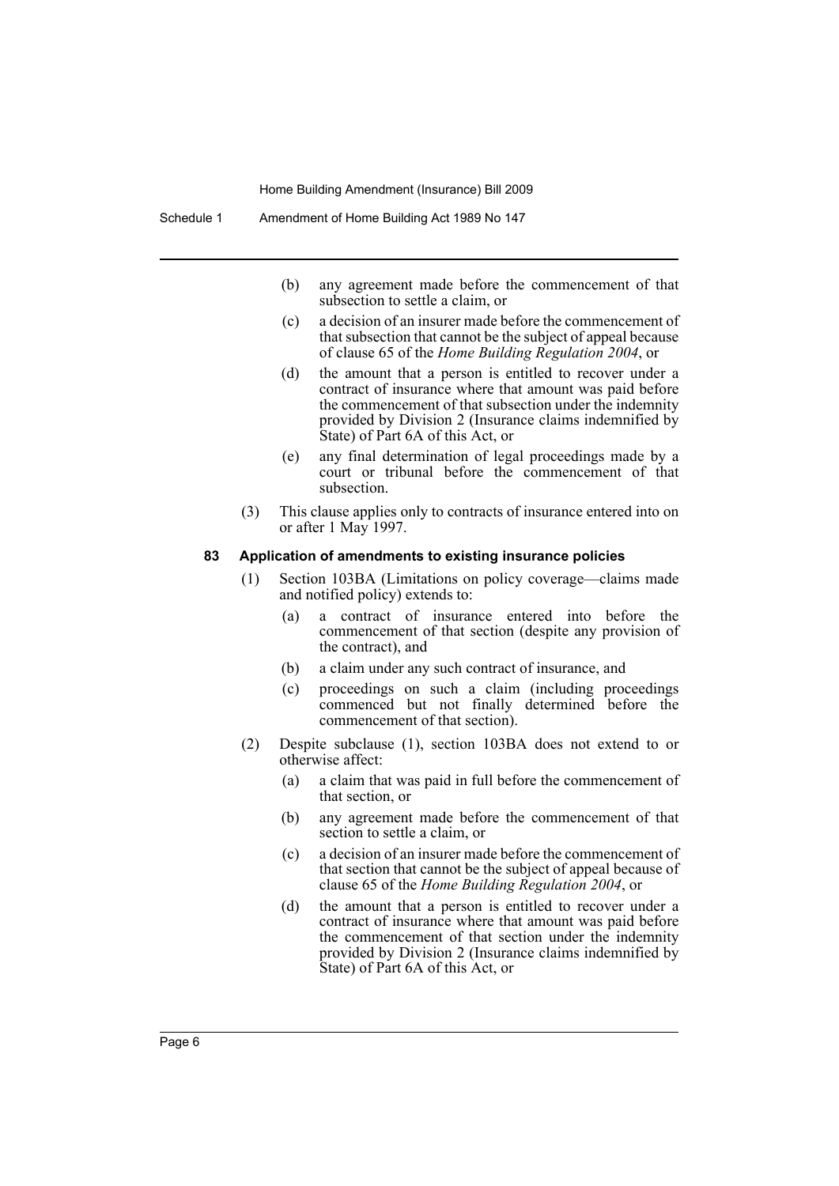(b) any agreement made before the commencement of that subsection to settle a claim, or

(c) a decision of an insurer made before the commencement of that subsection that cannot be the subject of appeal because of clause 65 of the *Home Building Regulation 2004*, or

(d) the amount that a person is entitled to recover under a contract of insurance where that amount was paid before the commencement of that subsection under the indemnity provided by Division 2 (Insurance claims indemnified by State) of Part 6A of this Act, or

(e) any final determination of legal proceedings made by a court or tribunal before the commencement of that subsection.

(3) This clause applies only to contracts of insurance entered into on or after 1 May 1997.

**83 Application of amendments to existing insurance policies**

(1) Section 103BA (Limitations on policy coverage—claims made and notified policy) extends to:

(a) a contract of insurance entered into before the commencement of that section (despite any provision of the contract), and

(b) a claim under any such contract of insurance, and

(c) proceedings on such a claim (including proceedings commenced but not finally determined before the commencement of that section).

(2) Despite subclause (1), section 103BA does not extend to or otherwise affect:

(a) a claim that was paid in full before the commencement of that section, or

(b) any agreement made before the commencement of that section to settle a claim, or

(c) a decision of an insurer made before the commencement of that section that cannot be the subject of appeal because of clause 65 of the *Home Building Regulation 2004*, or

(d) the amount that a person is entitled to recover under a contract of insurance where that amount was paid before the commencement of that section under the indemnity provided by Division 2 (Insurance claims indemnified by State) of Part 6A of this Act, or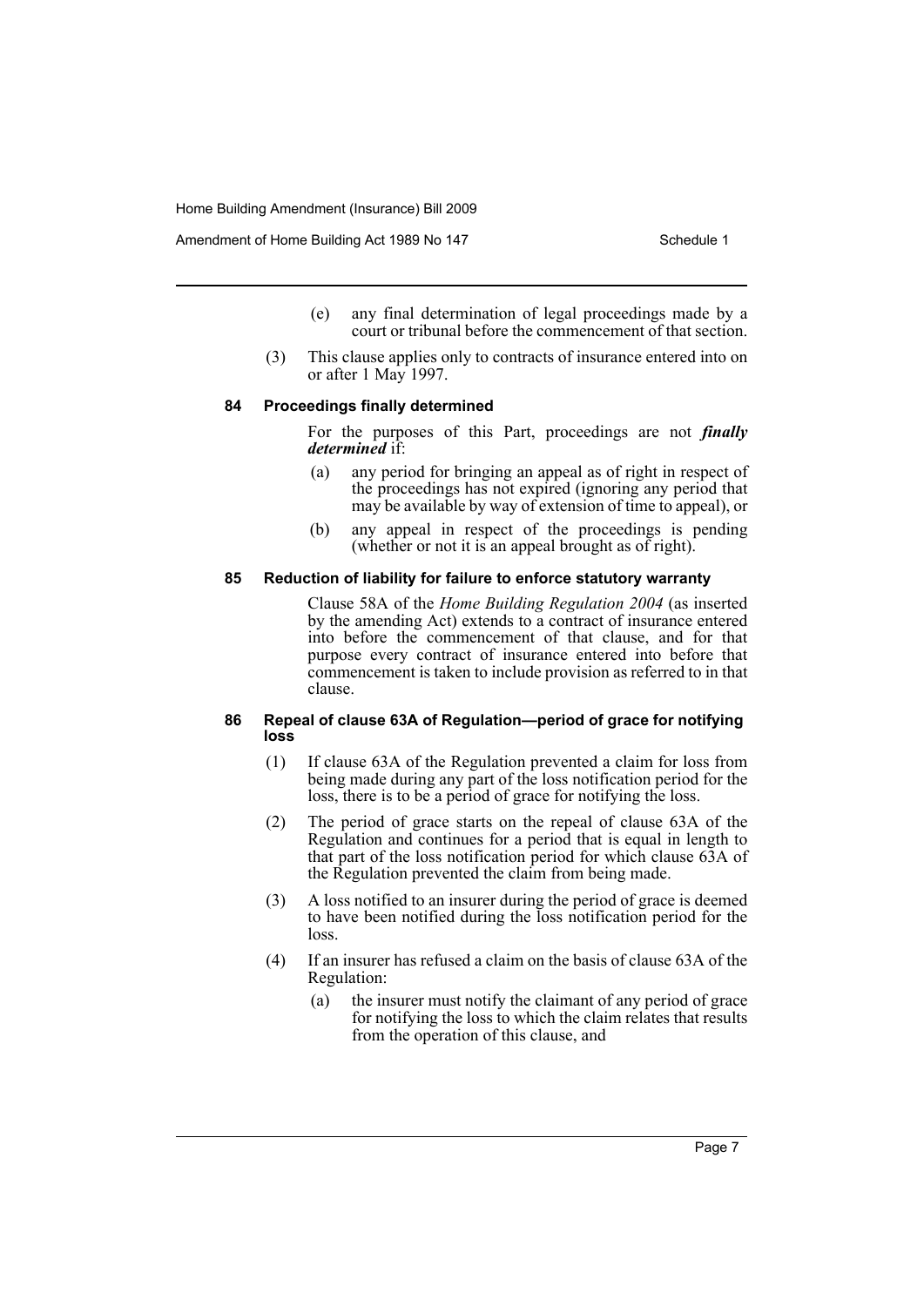(e) any final determination of legal proceedings made by a court or tribunal before the commencement of that section.

(3) This clause applies only to contracts of insurance entered into on or after 1 May 1997.

#### 84 Proceedings finally determined

For the purposes of this Part, proceedings are not ***finally determined*** if:

(a) any period for bringing an appeal as of right in respect of the proceedings has not expired (ignoring any period that may be available by way of extension of time to appeal), or

(b) any appeal in respect of the proceedings is pending (whether or not it is an appeal brought as of right).

#### 85 Reduction of liability for failure to enforce statutory warranty

Clause 58A of the *Home Building Regulation 2004* (as inserted by the amending Act) extends to a contract of insurance entered into before the commencement of that clause, and for that purpose every contract of insurance entered into before that commencement is taken to include provision as referred to in that clause.

#### 86 Repeal of clause 63A of Regulation—period of grace for notifying loss

(1) If clause 63A of the Regulation prevented a claim for loss from being made during any part of the loss notification period for the loss, there is to be a period of grace for notifying the loss.

(2) The period of grace starts on the repeal of clause 63A of the Regulation and continues for a period that is equal in length to that part of the loss notification period for which clause 63A of the Regulation prevented the claim from being made.

(3) A loss notified to an insurer during the period of grace is deemed to have been notified during the loss notification period for the loss.

(4) If an insurer has refused a claim on the basis of clause 63A of the Regulation:

(a) the insurer must notify the claimant of any period of grace for notifying the loss to which the claim relates that results from the operation of this clause, and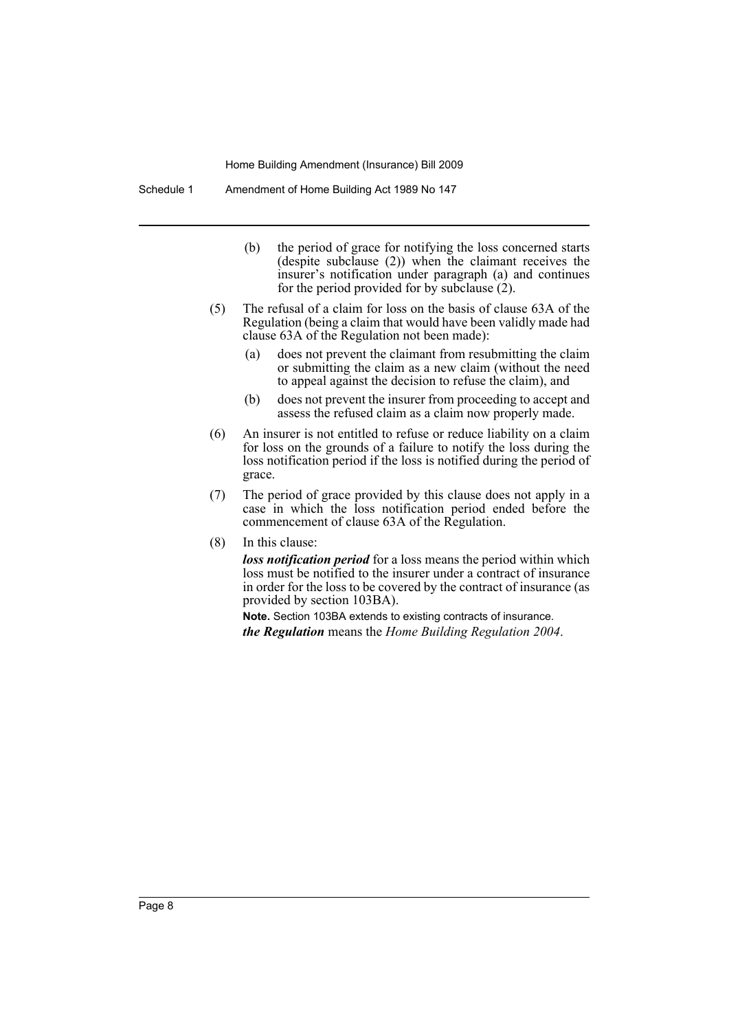(b) the period of grace for notifying the loss concerned starts (despite subclause (2)) when the claimant receives the insurer's notification under paragraph (a) and continues for the period provided for by subclause (2).

(5) The refusal of a claim for loss on the basis of clause 63A of the Regulation (being a claim that would have been validly made had clause 63A of the Regulation not been made):

(a) does not prevent the claimant from resubmitting the claim or submitting the claim as a new claim (without the need to appeal against the decision to refuse the claim), and

(b) does not prevent the insurer from proceeding to accept and assess the refused claim as a claim now properly made.

(6) An insurer is not entitled to refuse or reduce liability on a claim for loss on the grounds of a failure to notify the loss during the loss notification period if the loss is notified during the period of grace.

(7) The period of grace provided by this clause does not apply in a case in which the loss notification period ended before the commencement of clause 63A of the Regulation.

(8) In this clause:

***loss notification period*** for a loss means the period within which loss must be notified to the insurer under a contract of insurance in order for the loss to be covered by the contract of insurance (as provided by section 103BA).

**Note.** Section 103BA extends to existing contracts of insurance.

***the Regulation*** means the *Home Building Regulation 2004*.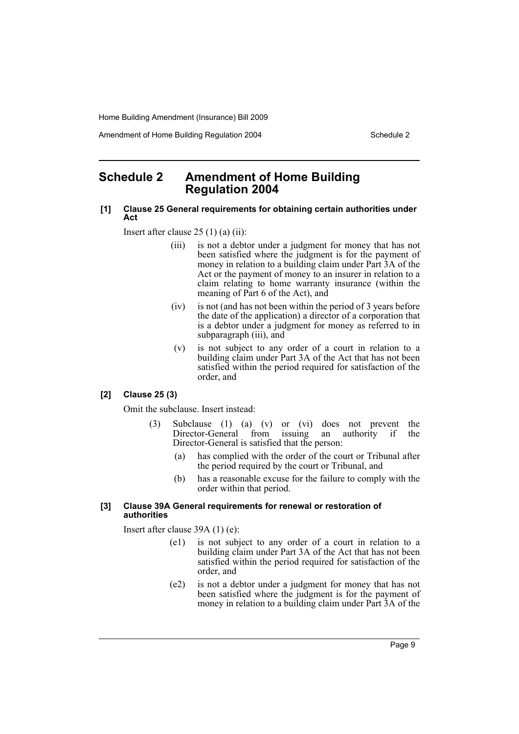# Schedule 2 Amendment of Home Building Regulation 2004

**[1] Clause 25 General requirements for obtaining certain authorities under Act**

Insert after clause 25 (1) (a) (ii):

> (iii) is not a debtor under a judgment for money that has not been satisfied where the judgment is for the payment of money in relation to a building claim under Part 3A of the Act or the payment of money to an insurer in relation to a claim relating to home warranty insurance (within the meaning of Part 6 of the Act), and
>
> (iv) is not (and has not been within the period of 3 years before the date of the application) a director of a corporation that is a debtor under a judgment for money as referred to in subparagraph (iii), and
>
> (v) is not subject to any order of a court in relation to a building claim under Part 3A of the Act that has not been satisfied within the period required for satisfaction of the order, and

**[2] Clause 25 (3)**

Omit the subclause. Insert instead:

> (3) Subclause (1) (a) (v) or (vi) does not prevent the Director-General from issuing an authority if the Director-General is satisfied that the person:
>
> (a) has complied with the order of the court or Tribunal after the period required by the court or Tribunal, and
>
> (b) has a reasonable excuse for the failure to comply with the order within that period.

**[3] Clause 39A General requirements for renewal or restoration of authorities**

Insert after clause 39A (1) (e):

> (e1) is not subject to any order of a court in relation to a building claim under Part 3A of the Act that has not been satisfied within the period required for satisfaction of the order, and
>
> (e2) is not a debtor under a judgment for money that has not been satisfied where the judgment is for the payment of money in relation to a building claim under Part 3A of the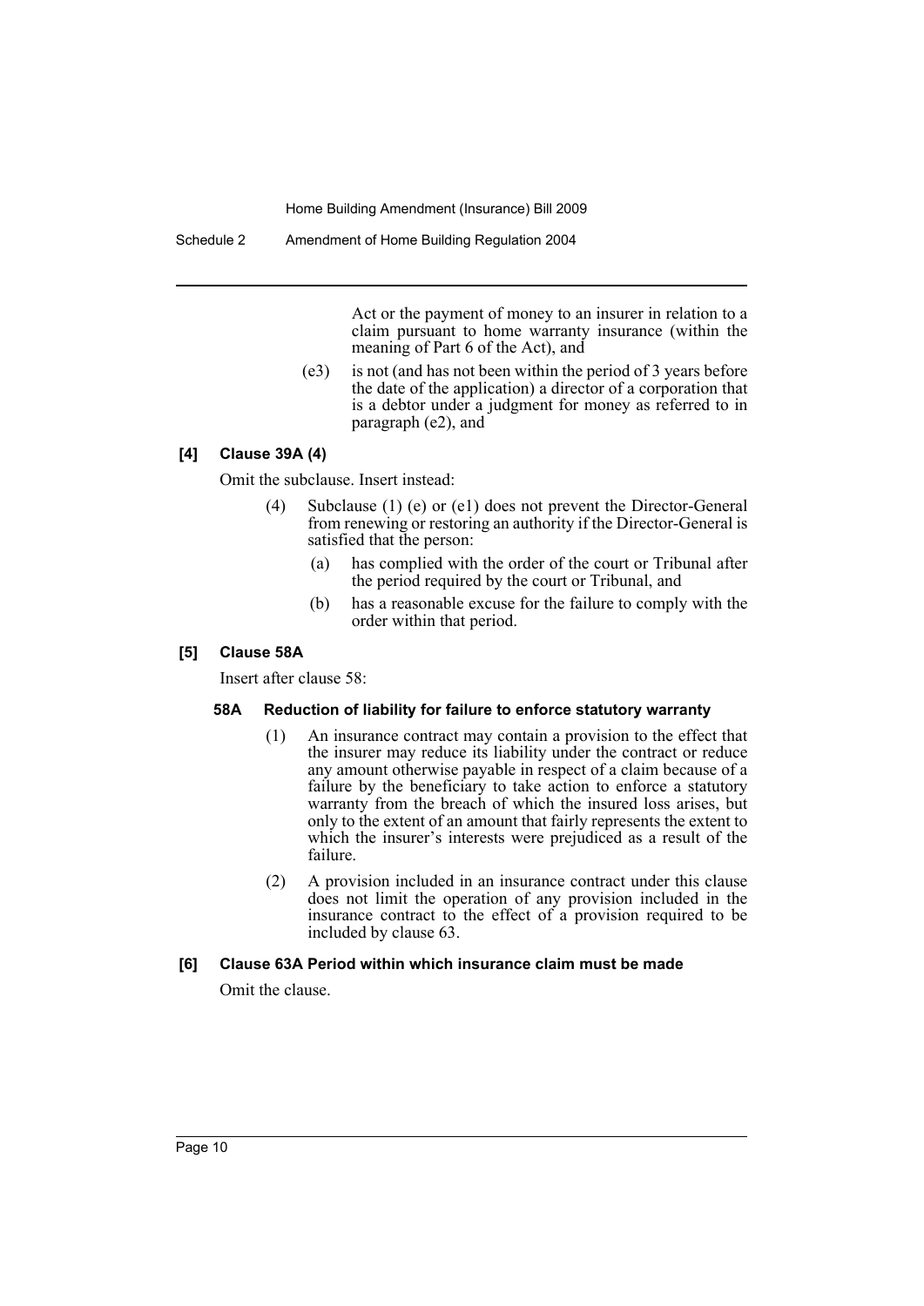Act or the payment of money to an insurer in relation to a claim pursuant to home warranty insurance (within the meaning of Part 6 of the Act), and

(e3) is not (and has not been within the period of 3 years before the date of the application) a director of a corporation that is a debtor under a judgment for money as referred to in paragraph (e2), and

### [4] Clause 39A (4)

Omit the subclause. Insert instead:

(4) Subclause (1) (e) or (e1) does not prevent the Director-General from renewing or restoring an authority if the Director-General is satisfied that the person:

(a) has complied with the order of the court or Tribunal after the period required by the court or Tribunal, and

(b) has a reasonable excuse for the failure to comply with the order within that period.

### [5] Clause 58A

Insert after clause 58:

#### 58A Reduction of liability for failure to enforce statutory warranty

(1) An insurance contract may contain a provision to the effect that the insurer may reduce its liability under the contract or reduce any amount otherwise payable in respect of a claim because of a failure by the beneficiary to take action to enforce a statutory warranty from the breach of which the insured loss arises, but only to the extent of an amount that fairly represents the extent to which the insurer's interests were prejudiced as a result of the failure.

(2) A provision included in an insurance contract under this clause does not limit the operation of any provision included in the insurance contract to the effect of a provision required to be included by clause 63.

### [6] Clause 63A Period within which insurance claim must be made

Omit the clause.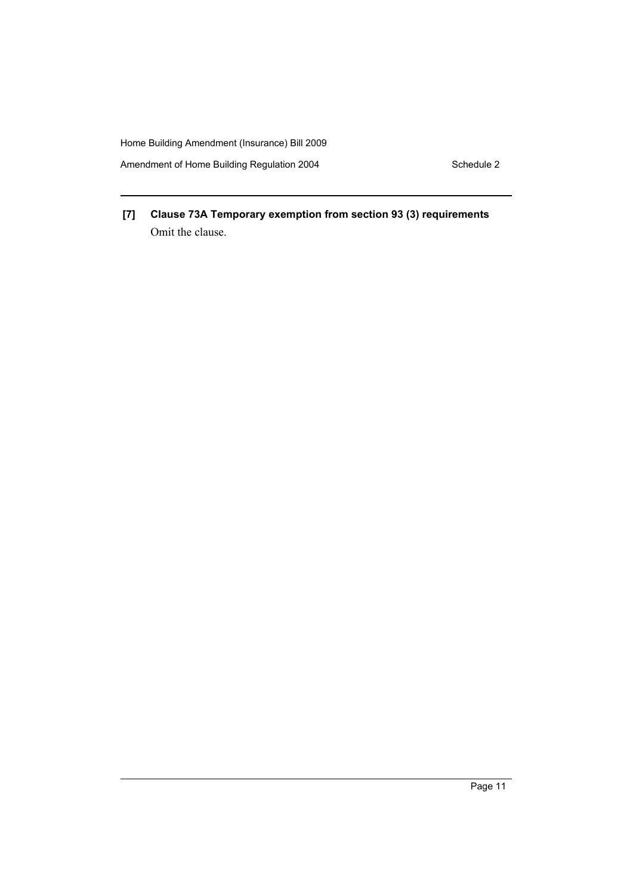**[7] Clause 73A Temporary exemption from section 93 (3) requirements**

Omit the clause.